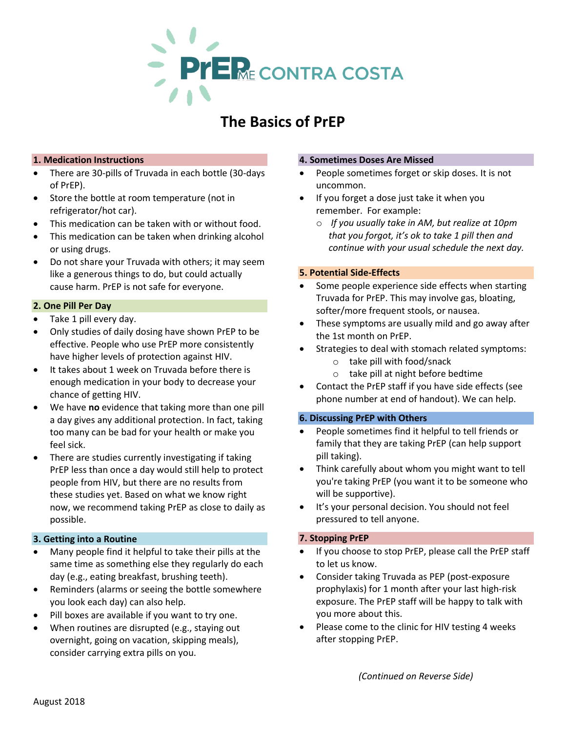# PrEP ME CONTRA COSTA

## The Basics of PrEP

### 1. Medication Instructions

- There are 30-pills of Truvada in each bottle (30-days of PrEP).
- Store the bottle at room temperature (not in refrigerator/hot car).
- This medication can be taken with or without food.
- This medication can be taken when drinking alcohol or using drugs.
- Do not share your Truvada with others; it may seem like a generous things to do, but could actually cause harm. PrEP is not safe for everyone.

### 2. One Pill Per Day

- Take 1 pill every day.
- Only studies of daily dosing have shown PrEP to be effective. People who use PrEP more consistently have higher levels of protection against HIV.
- It takes about 1 week on Truvada before there is enough medication in your body to decrease your chance of getting HIV.
- We have **no** evidence that taking more than one pill a day gives any additional protection. In fact, taking too many can be bad for your health or make you feel sick.
- There are studies currently investigating if taking PrEP less than once a day would still help to protect people from HIV, but there are no results from these studies yet. Based on what we know right now, we recommend taking PrEP as close to daily as possible.

### 3. Getting into a Routine

- Many people find it helpful to take their pills at the same time as something else they regularly do each day (e.g., eating breakfast, brushing teeth).
- Reminders (alarms or seeing the bottle somewhere you look each day) can also help.
- Pill boxes are available if you want to try one.
- When routines are disrupted (e.g., staying out overnight, going on vacation, skipping meals), consider carrying extra pills on you.

### 4. Sometimes Doses Are Missed

- People sometimes forget or skip doses. It is not uncommon.
- If you forget a dose just take it when you remember. For example:
  - *If you usually take in AM, but realize at 10pm that you forgot, it's ok to take 1 pill then and continue with your usual schedule the next day.*

### 5. Potential Side-Effects

- Some people experience side effects when starting Truvada for PrEP. This may involve gas, bloating, softer/more frequent stools, or nausea.
- These symptoms are usually mild and go away after the 1st month on PrEP.
- Strategies to deal with stomach related symptoms:
  - take pill with food/snack
  - take pill at night before bedtime
- Contact the PrEP staff if you have side effects (see phone number at end of handout). We can help.

### 6. Discussing PrEP with Others

- People sometimes find it helpful to tell friends or family that they are taking PrEP (can help support pill taking).
- Think carefully about whom you might want to tell you're taking PrEP (you want it to be someone who will be supportive).
- It's your personal decision. You should not feel pressured to tell anyone.

### 7. Stopping PrEP

- If you choose to stop PrEP, please call the PrEP staff to let us know.
- Consider taking Truvada as PEP (post-exposure prophylaxis) for 1 month after your last high-risk exposure. The PrEP staff will be happy to talk with you more about this.
- Please come to the clinic for HIV testing 4 weeks after stopping PrEP.

*(Continued on Reverse Side)*

August 2018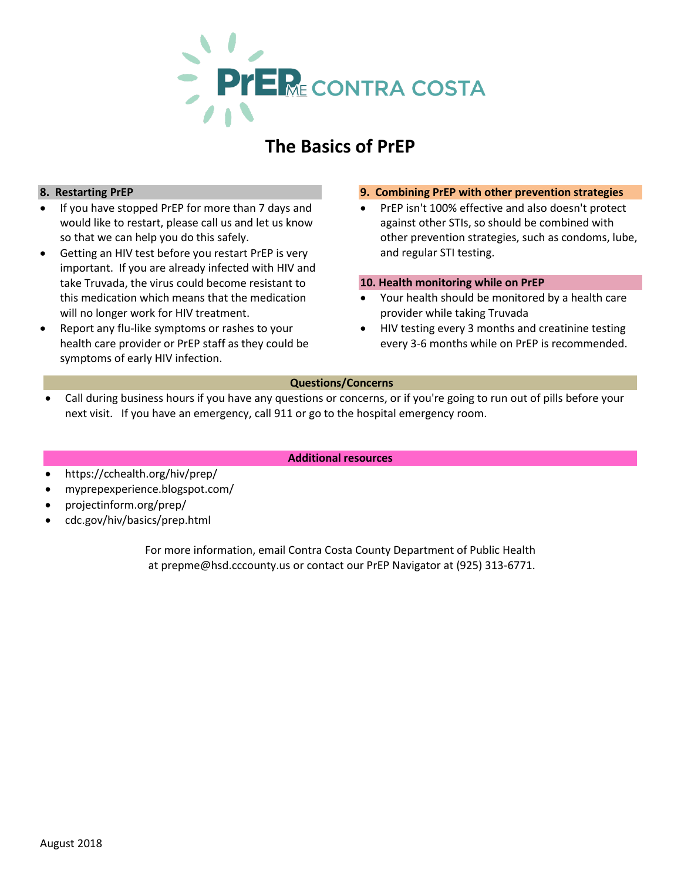PrEP ME CONTRA COSTA

# The Basics of PrEP

### 8. Restarting PrEP

- If you have stopped PrEP for more than 7 days and would like to restart, please call us and let us know so that we can help you do this safely.
- Getting an HIV test before you restart PrEP is very important. If you are already infected with HIV and take Truvada, the virus could become resistant to this medication which means that the medication will no longer work for HIV treatment.
- Report any flu-like symptoms or rashes to your health care provider or PrEP staff as they could be symptoms of early HIV infection.

### 9. Combining PrEP with other prevention strategies

- PrEP isn't 100% effective and also doesn't protect against other STIs, so should be combined with other prevention strategies, such as condoms, lube, and regular STI testing.

### 10. Health monitoring while on PrEP

- Your health should be monitored by a health care provider while taking Truvada
- HIV testing every 3 months and creatinine testing every 3-6 months while on PrEP is recommended.

### Questions/Concerns

- Call during business hours if you have any questions or concerns, or if you're going to run out of pills before your next visit. If you have an emergency, call 911 or go to the hospital emergency room.

### Additional resources

- https://cchealth.org/hiv/prep/
- myprepexperience.blogspot.com/
- projectinform.org/prep/
- cdc.gov/hiv/basics/prep.html

For more information, email Contra Costa County Department of Public Health at prepme@hsd.cccounty.us or contact our PrEP Navigator at (925) 313-6771.

August 2018